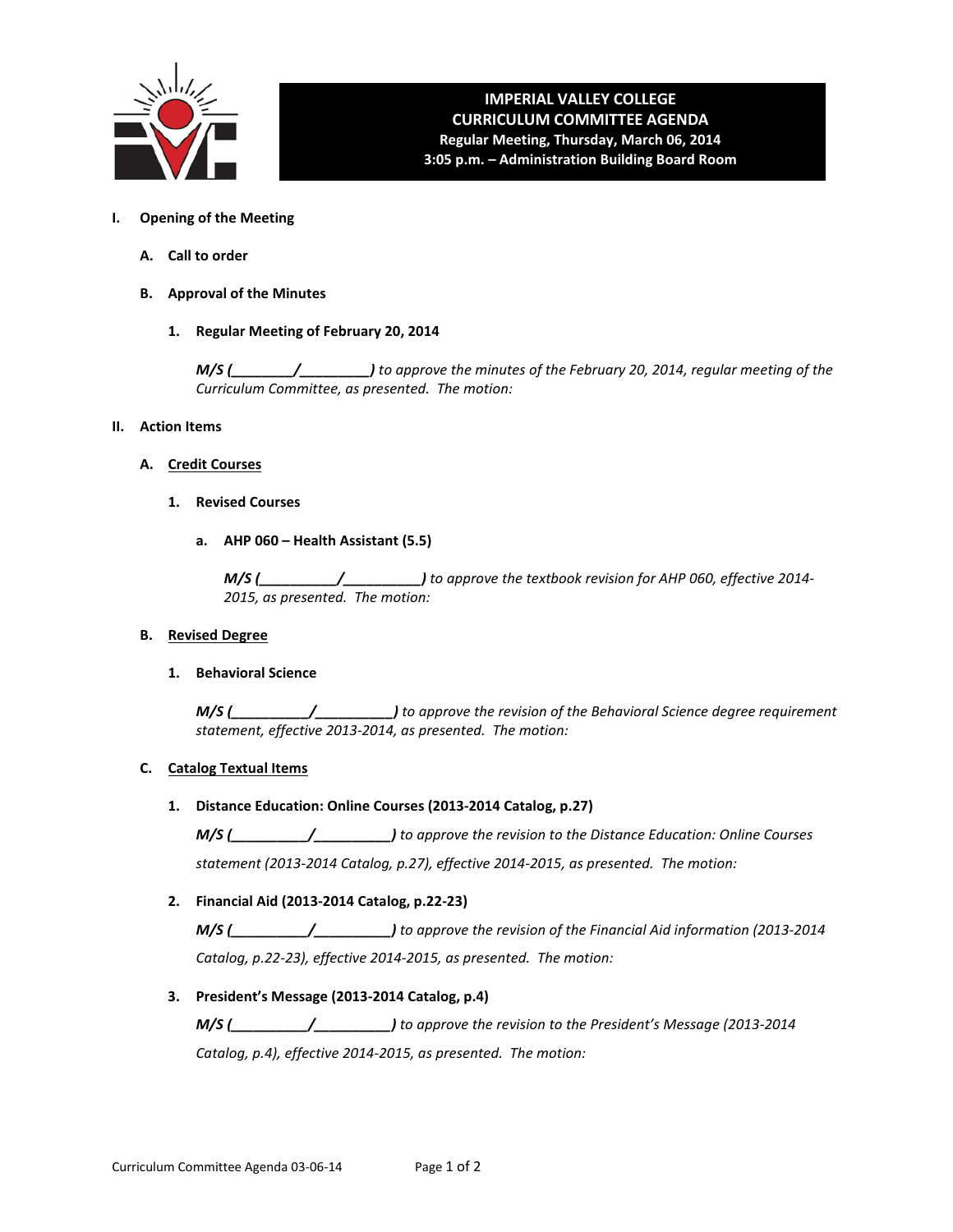# IMPERIAL VALLEY COLLEGE
## CURRICULUM COMMITTEE AGENDA
**Regular Meeting, Thursday, March 06, 2014**
**3:05 p.m. – Administration Building Board Room**

**I. Opening of the Meeting**

**A. Call to order**

**B. Approval of the Minutes**

**1. Regular Meeting of February 20, 2014**

***M/S (________/________)*** *to approve the minutes of the February 20, 2014, regular meeting of the Curriculum Committee, as presented. The motion:*

**II. Action Items**

**A. Credit Courses**

**1. Revised Courses**

**a. AHP 060 – Health Assistant (5.5)**

***M/S (__________/__________)*** *to approve the textbook revision for AHP 060, effective 2014-2015, as presented. The motion:*

**B. Revised Degree**

**1. Behavioral Science**

***M/S (__________/__________)*** *to approve the revision of the Behavioral Science degree requirement statement, effective 2013-2014, as presented. The motion:*

**C. Catalog Textual Items**

**1. Distance Education: Online Courses (2013-2014 Catalog, p.27)**

***M/S (__________/__________)*** *to approve the revision to the Distance Education: Online Courses statement (2013-2014 Catalog, p.27), effective 2014-2015, as presented. The motion:*

**2. Financial Aid (2013-2014 Catalog, p.22-23)**

***M/S (__________/__________)*** *to approve the revision of the Financial Aid information (2013-2014 Catalog, p.22-23), effective 2014-2015, as presented. The motion:*

**3. President's Message (2013-2014 Catalog, p.4)**

***M/S (__________/__________)*** *to approve the revision to the President's Message (2013-2014 Catalog, p.4), effective 2014-2015, as presented. The motion:*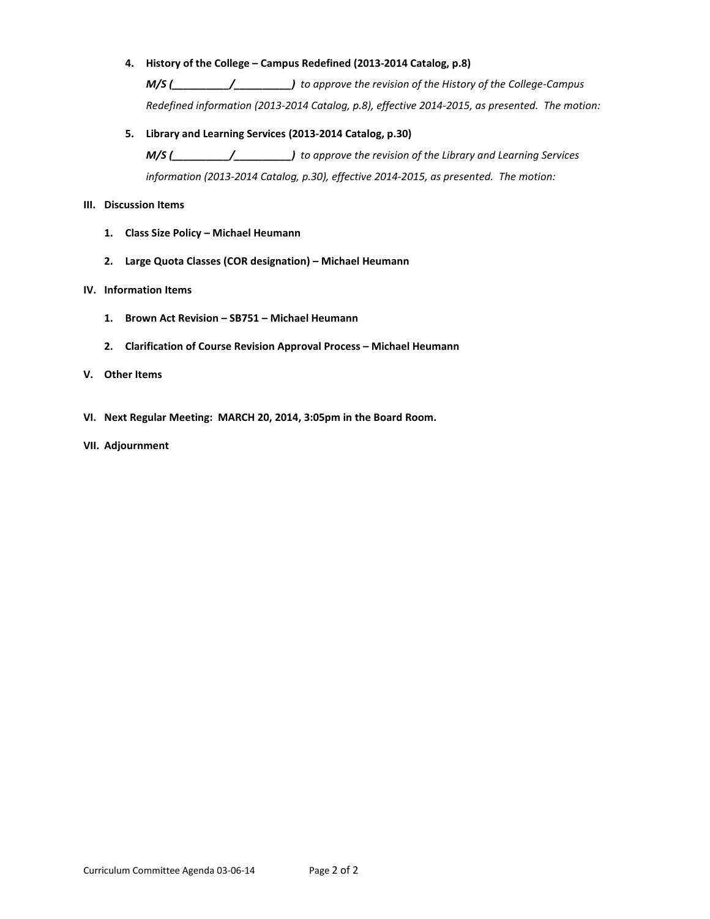4. **History of the College – Campus Redefined (2013-2014 Catalog, p.8)**

   ***M/S (__________/__________)*** *to approve the revision of the History of the College-Campus Redefined information (2013-2014 Catalog, p.8), effective 2014-2015, as presented. The motion:*

5. **Library and Learning Services (2013-2014 Catalog, p.30)**

   ***M/S (__________/__________)*** *to approve the revision of the Library and Learning Services information (2013-2014 Catalog, p.30), effective 2014-2015, as presented. The motion:*

**III. Discussion Items**

1. **Class Size Policy – Michael Heumann**
2. **Large Quota Classes (COR designation) – Michael Heumann**

**IV. Information Items**

1. **Brown Act Revision – SB751 – Michael Heumann**
2. **Clarification of Course Revision Approval Process – Michael Heumann**

**V. Other Items**

**VI. Next Regular Meeting: MARCH 20, 2014, 3:05pm in the Board Room.**

**VII. Adjournment**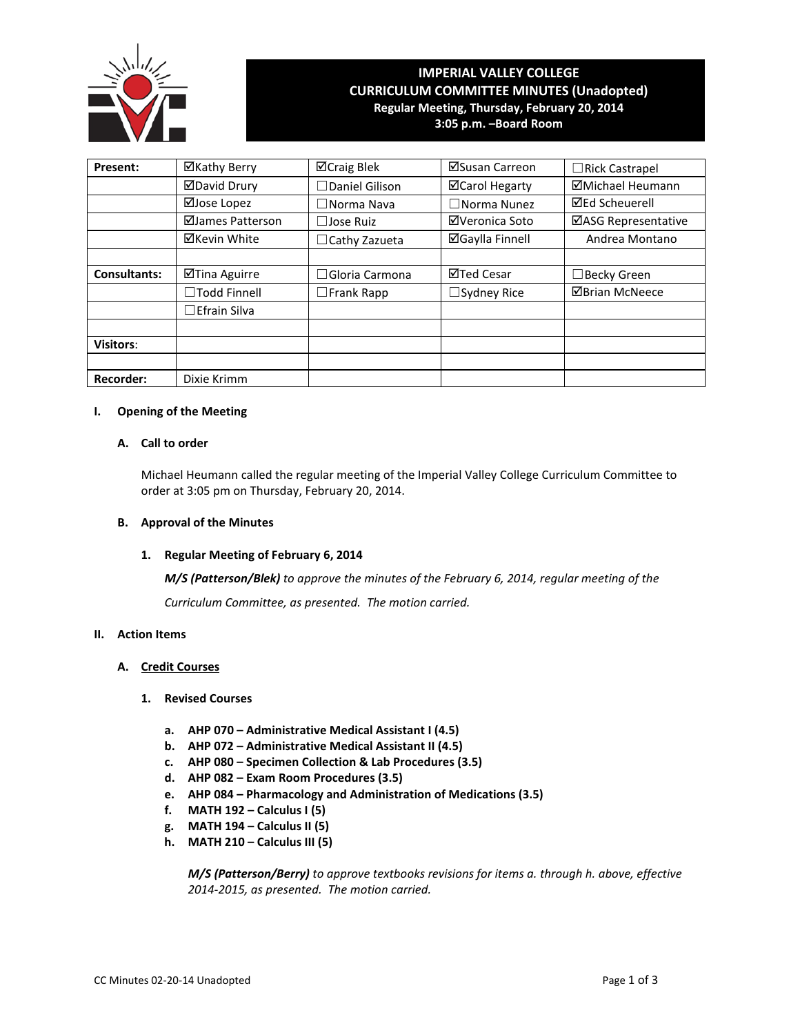# IMPERIAL VALLEY COLLEGE
## CURRICULUM COMMITTEE MINUTES (Unadopted)
### Regular Meeting, Thursday, February 20, 2014
### 3:05 p.m. –Board Room

| Present: | ☑Kathy Berry | ☑Craig Blek | ☑Susan Carreon | ☐Rick Castrapel |
|---|---|---|---|---|
| | ☑David Drury | ☐Daniel Gilison | ☑Carol Hegarty | ☑Michael Heumann |
| | ☑Jose Lopez | ☐Norma Nava | ☐Norma Nunez | ☑Ed Scheuerell |
| | ☑James Patterson | ☐Jose Ruiz | ☑Veronica Soto | ☑ASG Representative |
| | ☑Kevin White | ☐Cathy Zazueta | ☑Gaylla Finnell | Andrea Montano |
| | | | | |
| Consultants: | ☑Tina Aguirre | ☐Gloria Carmona | ☑Ted Cesar | ☐Becky Green |
| | ☐Todd Finnell | ☐Frank Rapp | ☐Sydney Rice | ☑Brian McNeece |
| | ☐Efrain Silva | | | |
| | | | | |
| Visitors: | | | | |
| | | | | |
| Recorder: | Dixie Krimm | | | |

**I. Opening of the Meeting**

**A. Call to order**

Michael Heumann called the regular meeting of the Imperial Valley College Curriculum Committee to order at 3:05 pm on Thursday, February 20, 2014.

**B. Approval of the Minutes**

**1. Regular Meeting of February 6, 2014**

***M/S (Patterson/Blek)*** *to approve the minutes of the February 6, 2014, regular meeting of the Curriculum Committee, as presented. The motion carried.*

**II. Action Items**

**A. Credit Courses**

**1. Revised Courses**

**a. AHP 070 – Administrative Medical Assistant I (4.5)**
**b. AHP 072 – Administrative Medical Assistant II (4.5)**
**c. AHP 080 – Specimen Collection & Lab Procedures (3.5)**
**d. AHP 082 – Exam Room Procedures (3.5)**
**e. AHP 084 – Pharmacology and Administration of Medications (3.5)**
**f. MATH 192 – Calculus I (5)**
**g. MATH 194 – Calculus II (5)**
**h. MATH 210 – Calculus III (5)**

***M/S (Patterson/Berry)*** *to approve textbooks revisions for items a. through h. above, effective 2014-2015, as presented. The motion carried.*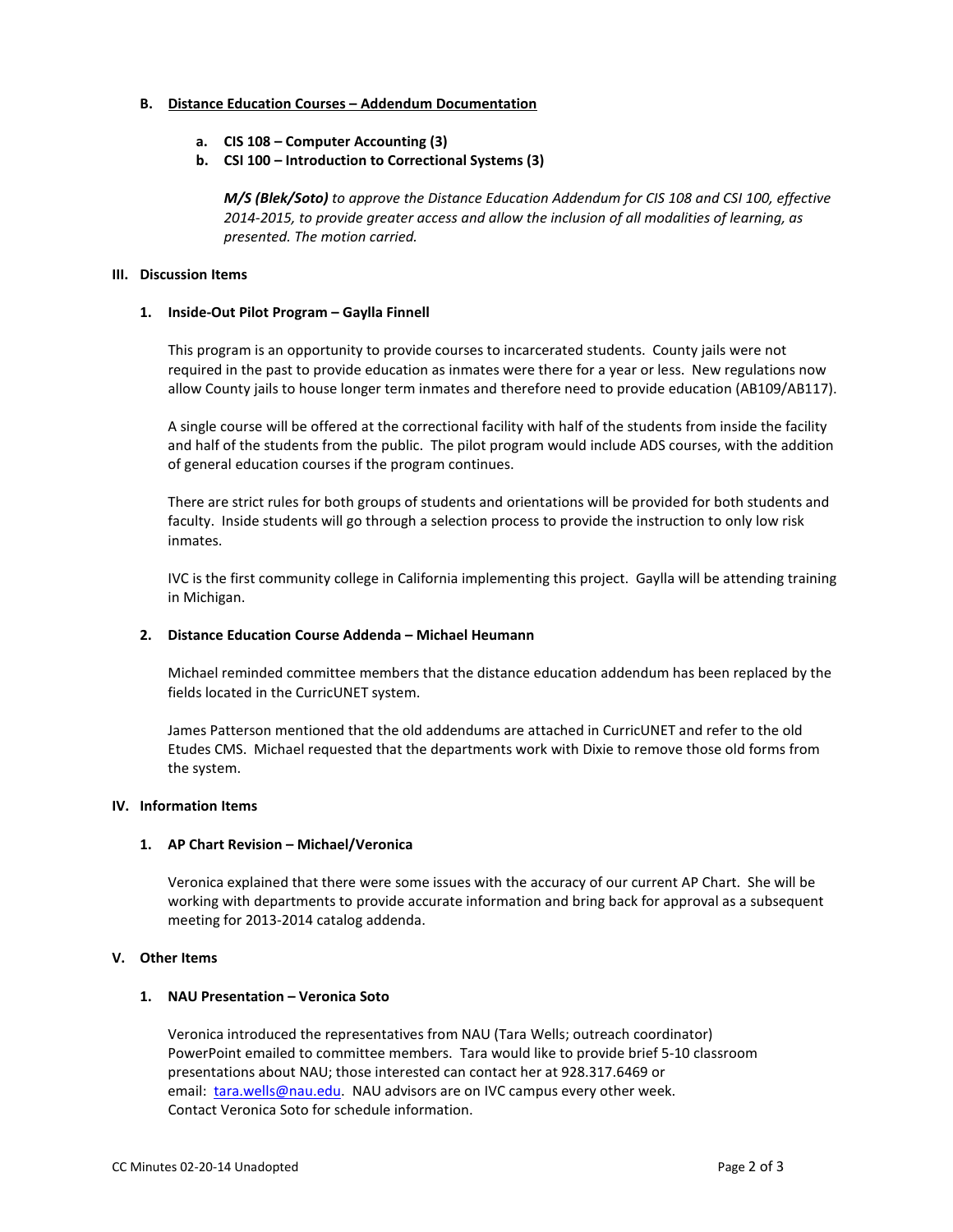### B. Distance Education Courses – Addendum Documentation

a. **CIS 108 – Computer Accounting (3)**
b. **CSI 100 – Introduction to Correctional Systems (3)**

*M/S (Blek/Soto)* *to approve the Distance Education Addendum for CIS 108 and CSI 100, effective 2014-2015, to provide greater access and allow the inclusion of all modalities of learning, as presented. The motion carried.*

## III. Discussion Items

### 1. Inside-Out Pilot Program – Gaylla Finnell

This program is an opportunity to provide courses to incarcerated students. County jails were not required in the past to provide education as inmates were there for a year or less. New regulations now allow County jails to house longer term inmates and therefore need to provide education (AB109/AB117).

A single course will be offered at the correctional facility with half of the students from inside the facility and half of the students from the public. The pilot program would include ADS courses, with the addition of general education courses if the program continues.

There are strict rules for both groups of students and orientations will be provided for both students and faculty. Inside students will go through a selection process to provide the instruction to only low risk inmates.

IVC is the first community college in California implementing this project. Gaylla will be attending training in Michigan.

### 2. Distance Education Course Addenda – Michael Heumann

Michael reminded committee members that the distance education addendum has been replaced by the fields located in the CurricUNET system.

James Patterson mentioned that the old addendums are attached in CurricUNET and refer to the old Etudes CMS. Michael requested that the departments work with Dixie to remove those old forms from the system.

## IV. Information Items

### 1. AP Chart Revision – Michael/Veronica

Veronica explained that there were some issues with the accuracy of our current AP Chart. She will be working with departments to provide accurate information and bring back for approval as a subsequent meeting for 2013-2014 catalog addenda.

## V. Other Items

### 1. NAU Presentation – Veronica Soto

Veronica introduced the representatives from NAU (Tara Wells; outreach coordinator) PowerPoint emailed to committee members. Tara would like to provide brief 5-10 classroom presentations about NAU; those interested can contact her at 928.317.6469 or email: tara.wells@nau.edu. NAU advisors are on IVC campus every other week. Contact Veronica Soto for schedule information.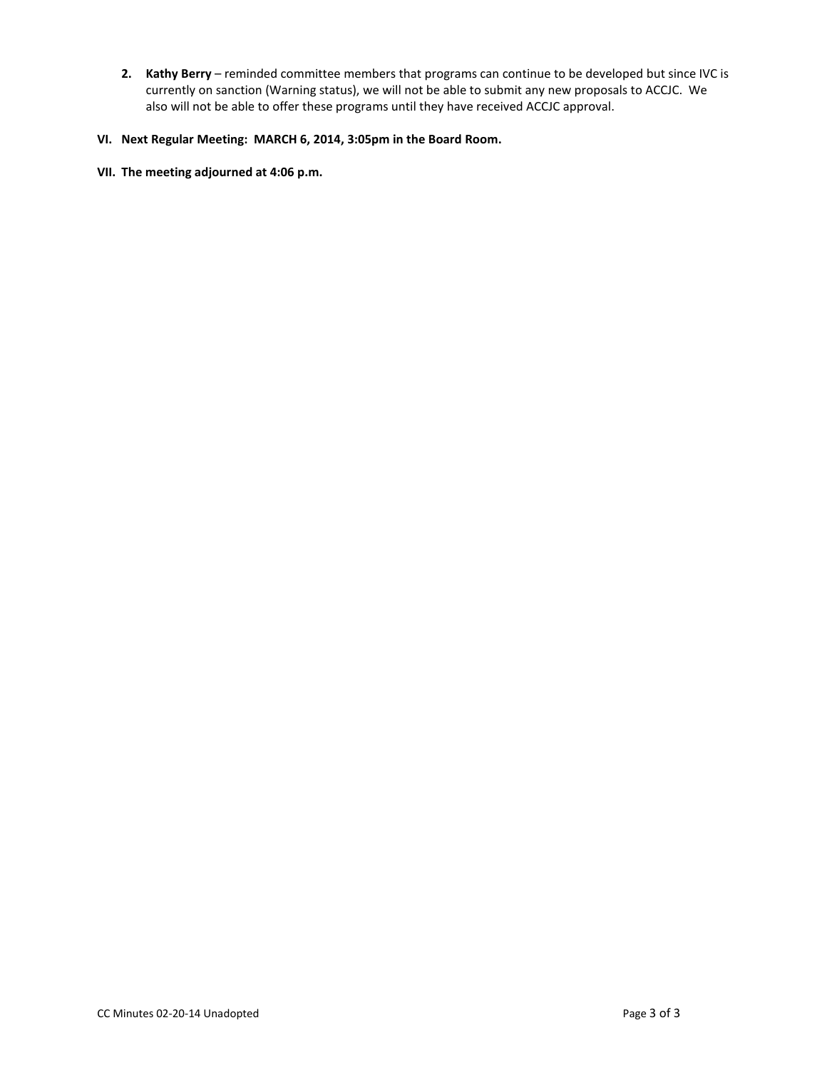2. **Kathy Berry** – reminded committee members that programs can continue to be developed but since IVC is currently on sanction (Warning status), we will not be able to submit any new proposals to ACCJC. We also will not be able to offer these programs until they have received ACCJC approval.

**VI. Next Regular Meeting: MARCH 6, 2014, 3:05pm in the Board Room.**

**VII. The meeting adjourned at 4:06 p.m.**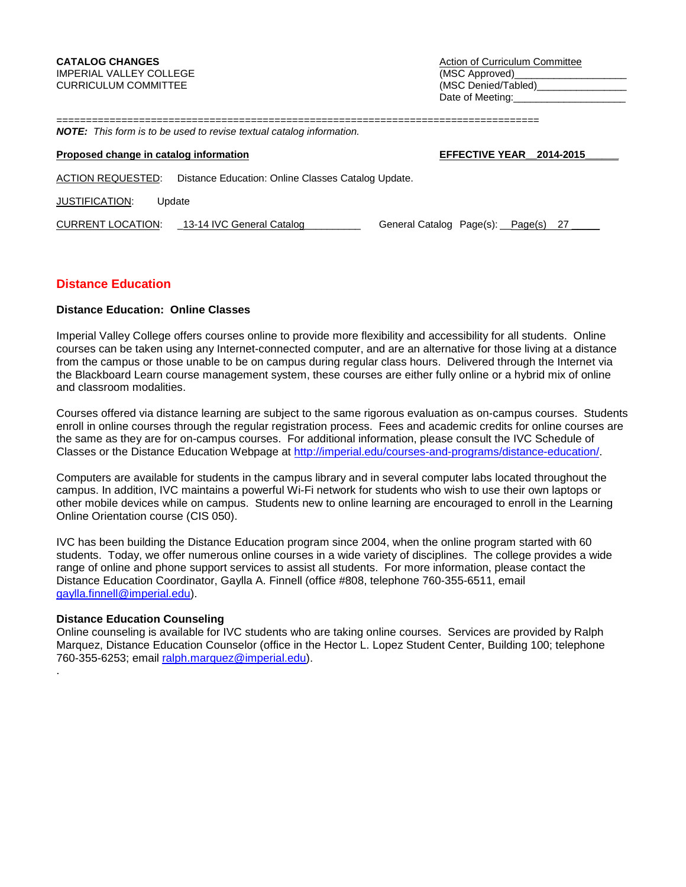**CATALOG CHANGES**
IMPERIAL VALLEY COLLEGE
CURRICULUM COMMITTEE

Action of Curriculum Committee
(MSC Approved)___________________
(MSC Denied/Tabled)________________
Date of Meeting:____________________

================================================================================

***NOTE:*** *This form is to be used to revise textual catalog information.*

**Proposed change in catalog information** **EFFECTIVE YEAR__2014-2015______**

ACTION REQUESTED: Distance Education: Online Classes Catalog Update.

JUSTIFICATION: Update

CURRENT LOCATION: _13-14 IVC General Catalog__________ General Catalog Page(s): __Page(s) 27 _____

## Distance Education

### Distance Education: Online Classes

Imperial Valley College offers courses online to provide more flexibility and accessibility for all students. Online courses can be taken using any Internet-connected computer, and are an alternative for those living at a distance from the campus or those unable to be on campus during regular class hours. Delivered through the Internet via the Blackboard Learn course management system, these courses are either fully online or a hybrid mix of online and classroom modalities.

Courses offered via distance learning are subject to the same rigorous evaluation as on-campus courses. Students enroll in online courses through the regular registration process. Fees and academic credits for online courses are the same as they are for on-campus courses. For additional information, please consult the IVC Schedule of Classes or the Distance Education Webpage at http://imperial.edu/courses-and-programs/distance-education/.

Computers are available for students in the campus library and in several computer labs located throughout the campus. In addition, IVC maintains a powerful Wi-Fi network for students who wish to use their own laptops or other mobile devices while on campus. Students new to online learning are encouraged to enroll in the Learning Online Orientation course (CIS 050).

IVC has been building the Distance Education program since 2004, when the online program started with 60 students. Today, we offer numerous online courses in a wide variety of disciplines. The college provides a wide range of online and phone support services to assist all students. For more information, please contact the Distance Education Coordinator, Gaylla A. Finnell (office #808, telephone 760-355-6511, email gaylla.finnell@imperial.edu).

### Distance Education Counseling

Online counseling is available for IVC students who are taking online courses. Services are provided by Ralph Marquez, Distance Education Counselor (office in the Hector L. Lopez Student Center, Building 100; telephone 760-355-6253; email ralph.marquez@imperial.edu).

.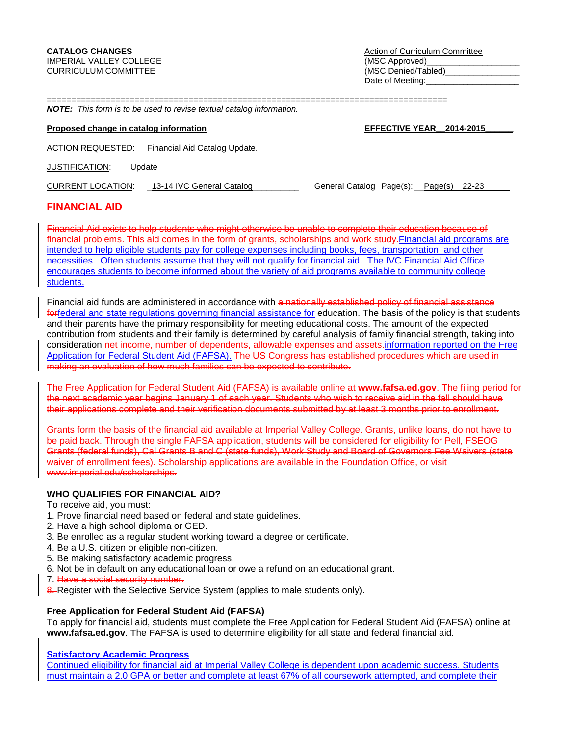**CATALOG CHANGES**
IMPERIAL VALLEY COLLEGE
CURRICULUM COMMITTEE

Action of Curriculum Committee
(MSC Approved)____________________
(MSC Denied/Tabled)________________
Date of Meeting:____________________

================================================================================

***NOTE:*** *This form is to be used to revise textual catalog information.*

**Proposed change in catalog information** **EFFECTIVE YEAR__2014-2015______**

ACTION REQUESTED: Financial Aid Catalog Update.

JUSTIFICATION: Update

CURRENT LOCATION: _13-14 IVC General Catalog__________ General Catalog Page(s): __Page(s) 22-23 _____

## FINANCIAL AID

~~Financial Aid exists to help students who might otherwise be unable to complete their education because of financial problems. This aid comes in the form of grants, scholarships and work study.~~Financial aid programs are intended to help eligible students pay for college expenses including books, fees, transportation, and other necessities. Often students assume that they will not qualify for financial aid. The IVC Financial Aid Office encourages students to become informed about the variety of aid programs available to community college students.

Financial aid funds are administered in accordance with ~~a nationally established policy of financial assistance for~~federal and state regulations governing financial assistance for education. The basis of the policy is that students and their parents have the primary responsibility for meeting educational costs. The amount of the expected contribution from students and their family is determined by careful analysis of family financial strength, taking into consideration ~~net income, number of dependents, allowable expenses and assets.~~information reported on the Free Application for Federal Student Aid (FAFSA). ~~The US Congress has established procedures which are used in making an evaluation of how much families can be expected to contribute.~~

~~The Free Application for Federal Student Aid (FAFSA) is available online at **www.fafsa.ed.gov**. The filing period for the next academic year begins January 1 of each year. Students who wish to receive aid in the fall should have their applications complete and their verification documents submitted by at least 3 months prior to enrollment.~~

~~Grants form the basis of the financial aid available at Imperial Valley College. Grants, unlike loans, do not have to be paid back. Through the single FAFSA application, students will be considered for eligibility for Pell, FSEOG Grants (federal funds), Cal Grants B and C (state funds), Work Study and Board of Governors Fee Waivers (state waiver of enrollment fees). Scholarship applications are available in the Foundation Office, or visit www.imperial.edu/scholarships.~~

### WHO QUALIFIES FOR FINANCIAL AID?

To receive aid, you must:

1. Prove financial need based on federal and state guidelines.
2. Have a high school diploma or GED.
3. Be enrolled as a regular student working toward a degree or certificate.
4. Be a U.S. citizen or eligible non-citizen.
5. Be making satisfactory academic progress.
6. Not be in default on any educational loan or owe a refund on an educational grant.
7. ~~Have a social security number.~~
~~8.~~ Register with the Selective Service System (applies to male students only).

### Free Application for Federal Student Aid (FAFSA)

To apply for financial aid, students must complete the Free Application for Federal Student Aid (FAFSA) online at **www.fafsa.ed.gov**. The FAFSA is used to determine eligibility for all state and federal financial aid.

### Satisfactory Academic Progress

Continued eligibility for financial aid at Imperial Valley College is dependent upon academic success. Students must maintain a 2.0 GPA or better and complete at least 67% of all coursework attempted, and complete their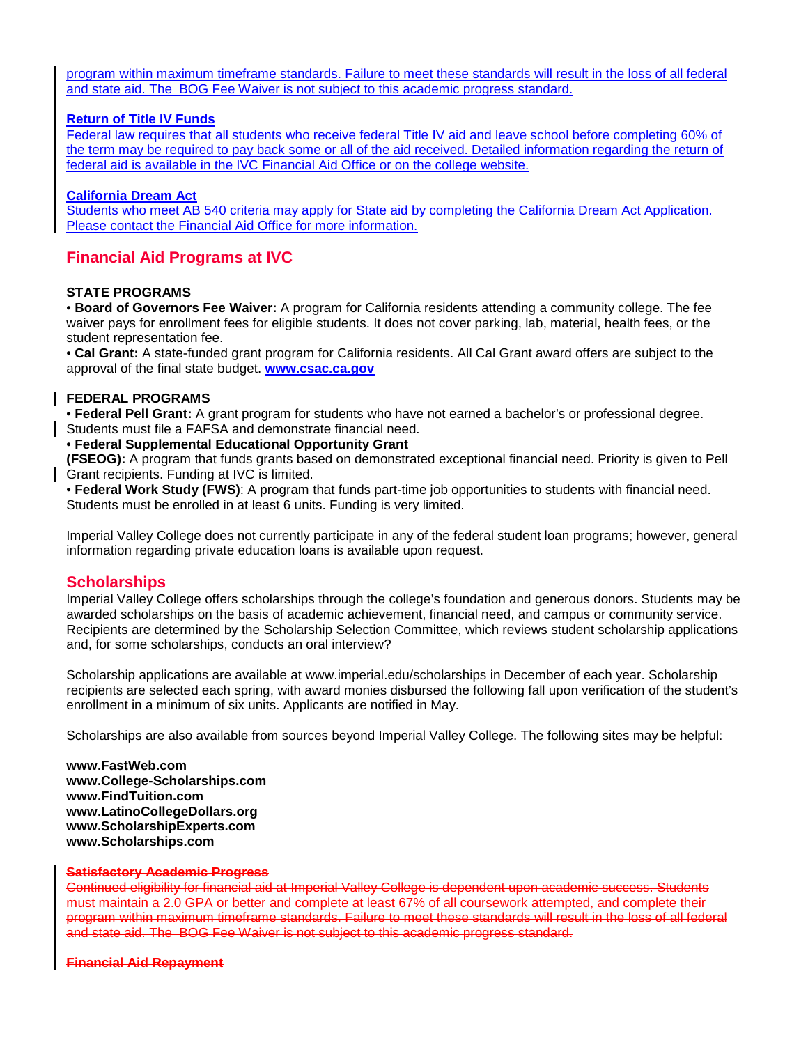program within maximum timeframe standards. Failure to meet these standards will result in the loss of all federal and state aid. The BOG Fee Waiver is not subject to this academic progress standard.

**Return of Title IV Funds**

Federal law requires that all students who receive federal Title IV aid and leave school before completing 60% of the term may be required to pay back some or all of the aid received. Detailed information regarding the return of federal aid is available in the IVC Financial Aid Office or on the college website.

**California Dream Act**

Students who meet AB 540 criteria may apply for State aid by completing the California Dream Act Application. Please contact the Financial Aid Office for more information.

## Financial Aid Programs at IVC

**STATE PROGRAMS**

- **Board of Governors Fee Waiver:** A program for California residents attending a community college. The fee waiver pays for enrollment fees for eligible students. It does not cover parking, lab, material, health fees, or the student representation fee.
- **Cal Grant:** A state-funded grant program for California residents. All Cal Grant award offers are subject to the approval of the final state budget. **www.csac.ca.gov**

**FEDERAL PROGRAMS**

- **Federal Pell Grant:** A grant program for students who have not earned a bachelor's or professional degree. Students must file a FAFSA and demonstrate financial need.
- **Federal Supplemental Educational Opportunity Grant (FSEOG):** A program that funds grants based on demonstrated exceptional financial need. Priority is given to Pell Grant recipients. Funding at IVC is limited.
- **Federal Work Study (FWS)**: A program that funds part-time job opportunities to students with financial need. Students must be enrolled in at least 6 units. Funding is very limited.

Imperial Valley College does not currently participate in any of the federal student loan programs; however, general information regarding private education loans is available upon request.

## Scholarships

Imperial Valley College offers scholarships through the college's foundation and generous donors. Students may be awarded scholarships on the basis of academic achievement, financial need, and campus or community service. Recipients are determined by the Scholarship Selection Committee, which reviews student scholarship applications and, for some scholarships, conducts an oral interview?

Scholarship applications are available at www.imperial.edu/scholarships in December of each year. Scholarship recipients are selected each spring, with award monies disbursed the following fall upon verification of the student's enrollment in a minimum of six units. Applicants are notified in May.

Scholarships are also available from sources beyond Imperial Valley College. The following sites may be helpful:

**www.FastWeb.com**
**www.College-Scholarships.com**
**www.FindTuition.com**
**www.LatinoCollegeDollars.org**
**www.ScholarshipExperts.com**
**www.Scholarships.com**

~~**Satisfactory Academic Progress**~~

~~Continued eligibility for financial aid at Imperial Valley College is dependent upon academic success. Students must maintain a 2.0 GPA or better and complete at least 67% of all coursework attempted, and complete their program within maximum timeframe standards. Failure to meet these standards will result in the loss of all federal and state aid. The BOG Fee Waiver is not subject to this academic progress standard.~~

~~**Financial Aid Repayment**~~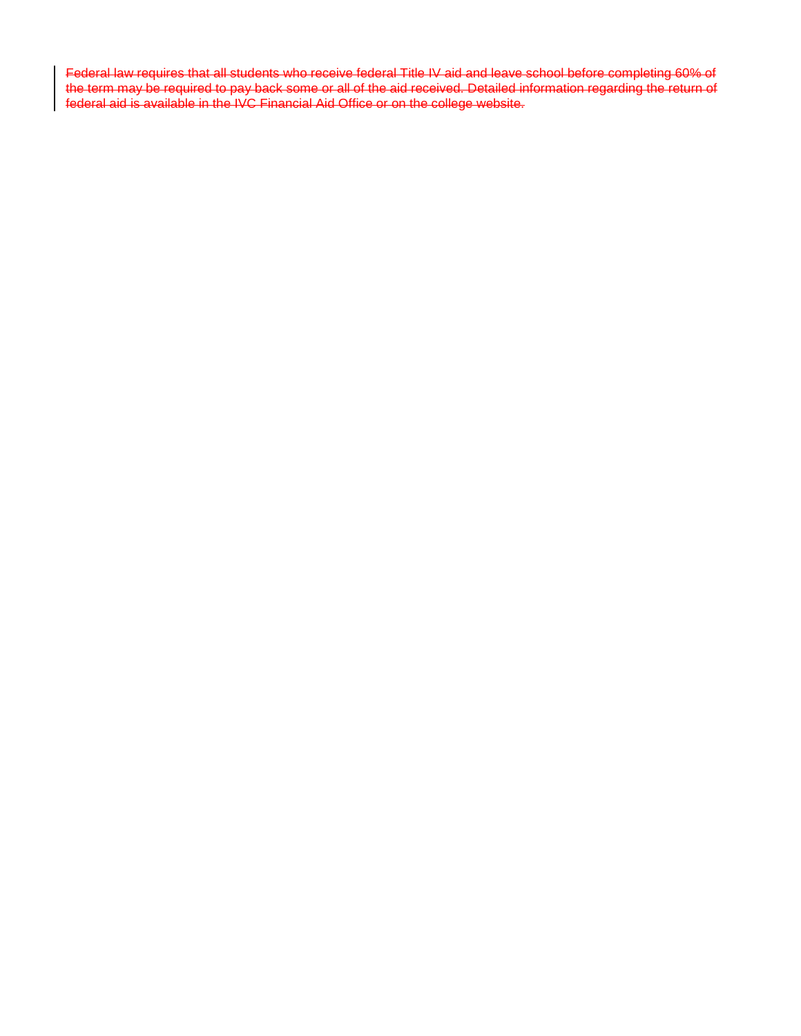~~Federal law requires that all students who receive federal Title IV aid and leave school before completing 60% of the term may be required to pay back some or all of the aid received. Detailed information regarding the return of federal aid is available in the IVC Financial Aid Office or on the college website.~~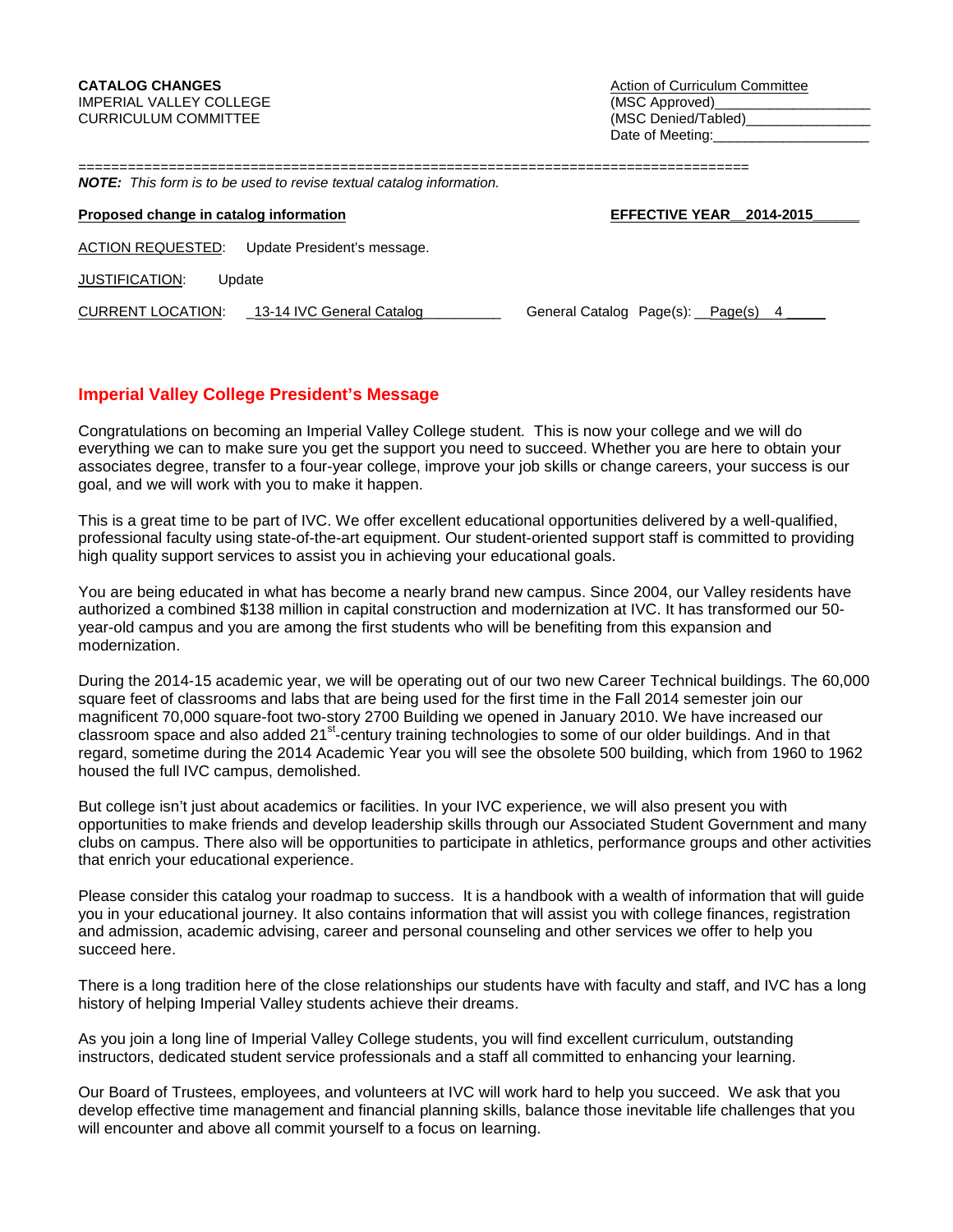**CATALOG CHANGES**
IMPERIAL VALLEY COLLEGE
CURRICULUM COMMITTEE

Action of Curriculum Committee
(MSC Approved)____________________
(MSC Denied/Tabled)________________
Date of Meeting:____________________

================================================================================

***NOTE:** This form is to be used to revise textual catalog information.*

**Proposed change in catalog information** **EFFECTIVE YEAR__2014-2015______**

ACTION REQUESTED: Update President's message.

JUSTIFICATION: Update

CURRENT LOCATION: _13-14 IVC General Catalog__________ General Catalog Page(s): __Page(s) 4 _____

## Imperial Valley College President's Message

Congratulations on becoming an Imperial Valley College student. This is now your college and we will do everything we can to make sure you get the support you need to succeed. Whether you are here to obtain your associates degree, transfer to a four-year college, improve your job skills or change careers, your success is our goal, and we will work with you to make it happen.

This is a great time to be part of IVC. We offer excellent educational opportunities delivered by a well-qualified, professional faculty using state-of-the-art equipment. Our student-oriented support staff is committed to providing high quality support services to assist you in achieving your educational goals.

You are being educated in what has become a nearly brand new campus. Since 2004, our Valley residents have authorized a combined $138 million in capital construction and modernization at IVC. It has transformed our 50-year-old campus and you are among the first students who will be benefiting from this expansion and modernization.

During the 2014-15 academic year, we will be operating out of our two new Career Technical buildings. The 60,000 square feet of classrooms and labs that are being used for the first time in the Fall 2014 semester join our magnificent 70,000 square-foot two-story 2700 Building we opened in January 2010. We have increased our classroom space and also added 21st-century training technologies to some of our older buildings. And in that regard, sometime during the 2014 Academic Year you will see the obsolete 500 building, which from 1960 to 1962 housed the full IVC campus, demolished.

But college isn't just about academics or facilities. In your IVC experience, we will also present you with opportunities to make friends and develop leadership skills through our Associated Student Government and many clubs on campus. There also will be opportunities to participate in athletics, performance groups and other activities that enrich your educational experience.

Please consider this catalog your roadmap to success. It is a handbook with a wealth of information that will guide you in your educational journey. It also contains information that will assist you with college finances, registration and admission, academic advising, career and personal counseling and other services we offer to help you succeed here.

There is a long tradition here of the close relationships our students have with faculty and staff, and IVC has a long history of helping Imperial Valley students achieve their dreams.

As you join a long line of Imperial Valley College students, you will find excellent curriculum, outstanding instructors, dedicated student service professionals and a staff all committed to enhancing your learning.

Our Board of Trustees, employees, and volunteers at IVC will work hard to help you succeed. We ask that you develop effective time management and financial planning skills, balance those inevitable life challenges that you will encounter and above all commit yourself to a focus on learning.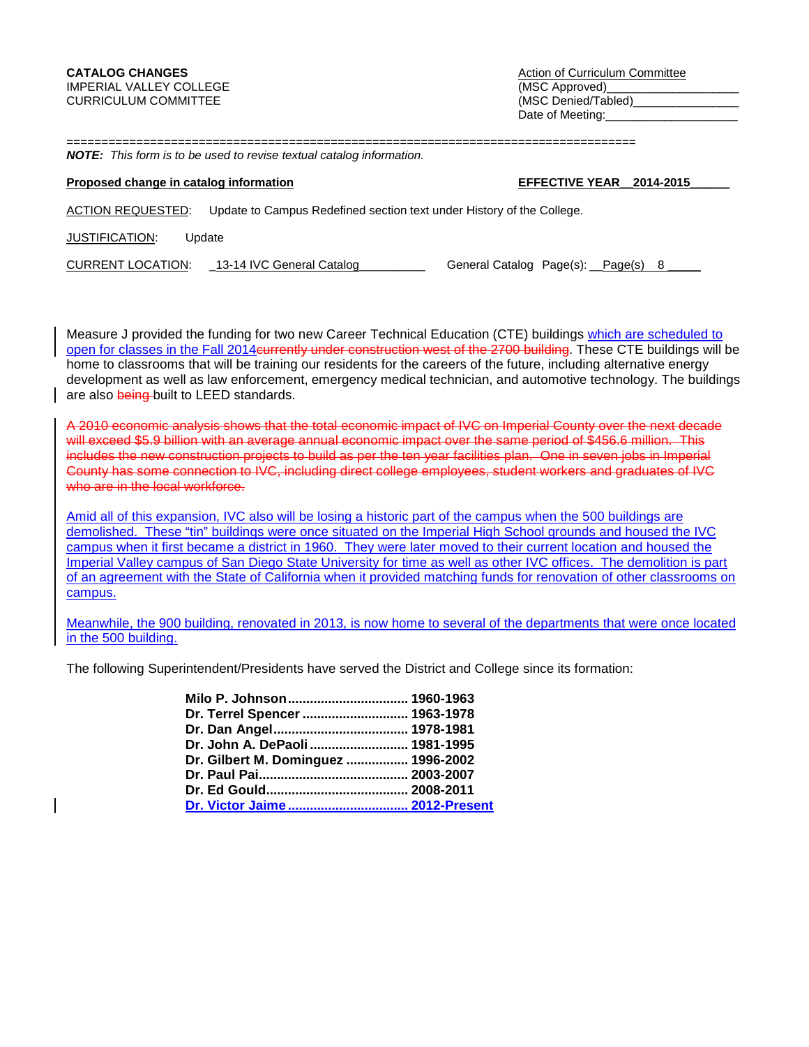**CATALOG CHANGES**
IMPERIAL VALLEY COLLEGE
CURRICULUM COMMITTEE

Action of Curriculum Committee
(MSC Approved)\_\_\_\_\_\_\_\_\_\_\_\_\_\_\_\_\_\_\_\_
(MSC Denied/Tabled)\_\_\_\_\_\_\_\_\_\_\_\_\_\_\_\_\_
Date of Meeting:\_\_\_\_\_\_\_\_\_\_\_\_\_\_\_\_\_\_\_\_

---

***NOTE:** This form is to be used to revise textual catalog information.*

**Proposed change in catalog information** **EFFECTIVE YEAR 2014-2015**

ACTION REQUESTED: Update to Campus Redefined section text under History of the College.

JUSTIFICATION: Update

CURRENT LOCATION: 13-14 IVC General Catalog General Catalog Page(s): Page(s) 8

Measure J provided the funding for two new Career Technical Education (CTE) buildings which are scheduled to open for classes in the Fall 2014~~currently under construction west of the 2700 building~~. These CTE buildings will be home to classrooms that will be training our residents for the careers of the future, including alternative energy development as well as law enforcement, emergency medical technician, and automotive technology. The buildings are also ~~being~~ built to LEED standards.

~~A 2010 economic analysis shows that the total economic impact of IVC on Imperial County over the next decade will exceed $5.9 billion with an average annual economic impact over the same period of $456.6 million. This includes the new construction projects to build as per the ten year facilities plan. One in seven jobs in Imperial County has some connection to IVC, including direct college employees, student workers and graduates of IVC who are in the local workforce.~~

Amid all of this expansion, IVC also will be losing a historic part of the campus when the 500 buildings are demolished. These "tin" buildings were once situated on the Imperial High School grounds and housed the IVC campus when it first became a district in 1960. They were later moved to their current location and housed the Imperial Valley campus of San Diego State University for time as well as other IVC offices. The demolition is part of an agreement with the State of California when it provided matching funds for renovation of other classrooms on campus.

Meanwhile, the 900 building, renovated in 2013, is now home to several of the departments that were once located in the 500 building.

The following Superintendent/Presidents have served the District and College since its formation:

**Milo P. Johnson................................ 1960-1963**
**Dr. Terrel Spencer ............................ 1963-1978**
**Dr. Dan Angel.................................... 1978-1981**
**Dr. John A. DePaoli .......................... 1981-1995**
**Dr. Gilbert M. Dominguez ................ 1996-2002**
**Dr. Paul Pai........................................ 2003-2007**
**Dr. Ed Gould...................................... 2008-2011**
**Dr. Victor Jaime ................................ 2012-Present**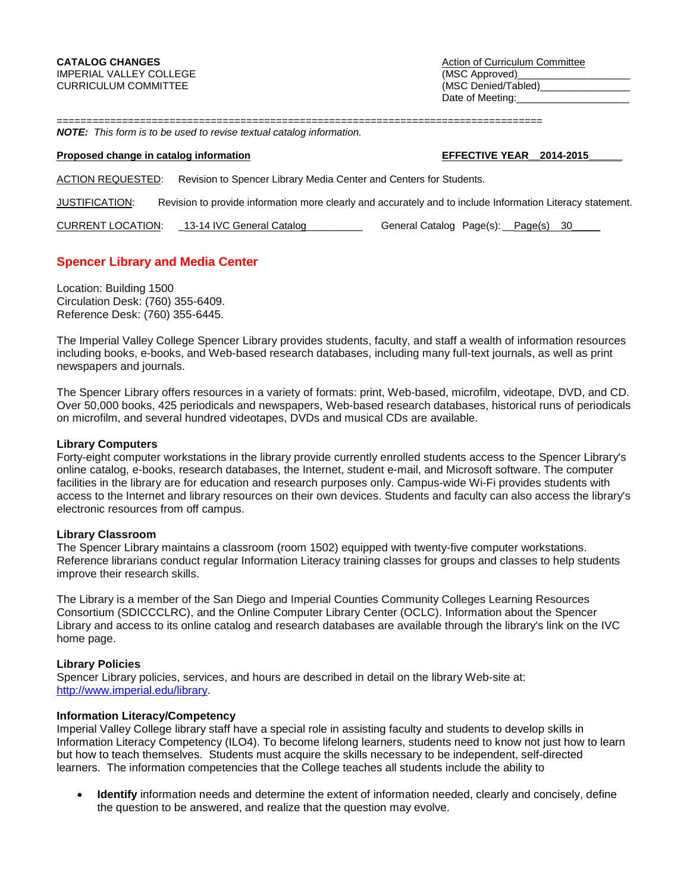**CATALOG CHANGES**
IMPERIAL VALLEY COLLEGE
CURRICULUM COMMITTEE

Action of Curriculum Committee
(MSC Approved)____________________
(MSC Denied/Tabled)________________
Date of Meeting:____________________

================================================================================

***NOTE:*** *This form is to be used to revise textual catalog information.*

**Proposed change in catalog information** **EFFECTIVE YEAR__2014-2015______**

ACTION REQUESTED: Revision to Spencer Library Media Center and Centers for Students.

JUSTIFICATION: Revision to provide information more clearly and accurately and to include Information Literacy statement.

CURRENT LOCATION: _13-14 IVC General Catalog__________ General Catalog Page(s): __Page(s) 30_____

## Spencer Library and Media Center

Location: Building 1500
Circulation Desk: (760) 355-6409.
Reference Desk: (760) 355-6445.

The Imperial Valley College Spencer Library provides students, faculty, and staff a wealth of information resources including books, e-books, and Web-based research databases, including many full-text journals, as well as print newspapers and journals.

The Spencer Library offers resources in a variety of formats: print, Web-based, microfilm, videotape, DVD, and CD. Over 50,000 books, 425 periodicals and newspapers, Web-based research databases, historical runs of periodicals on microfilm, and several hundred videotapes, DVDs and musical CDs are available.

**Library Computers**
Forty-eight computer workstations in the library provide currently enrolled students access to the Spencer Library's online catalog, e-books, research databases, the Internet, student e-mail, and Microsoft software. The computer facilities in the library are for education and research purposes only. Campus-wide Wi-Fi provides students with access to the Internet and library resources on their own devices. Students and faculty can also access the library's electronic resources from off campus.

**Library Classroom**
The Spencer Library maintains a classroom (room 1502) equipped with twenty-five computer workstations. Reference librarians conduct regular Information Literacy training classes for groups and classes to help students improve their research skills.

The Library is a member of the San Diego and Imperial Counties Community Colleges Learning Resources Consortium (SDICCCLRC), and the Online Computer Library Center (OCLC). Information about the Spencer Library and access to its online catalog and research databases are available through the library's link on the IVC home page.

**Library Policies**
Spencer Library policies, services, and hours are described in detail on the library Web-site at: http://www.imperial.edu/library.

**Information Literacy/Competency**
Imperial Valley College library staff have a special role in assisting faculty and students to develop skills in Information Literacy Competency (ILO4). To become lifelong learners, students need to know not just how to learn but how to teach themselves. Students must acquire the skills necessary to be independent, self-directed learners. The information competencies that the College teaches all students include the ability to

- **Identify** information needs and determine the extent of information needed, clearly and concisely, define the question to be answered, and realize that the question may evolve.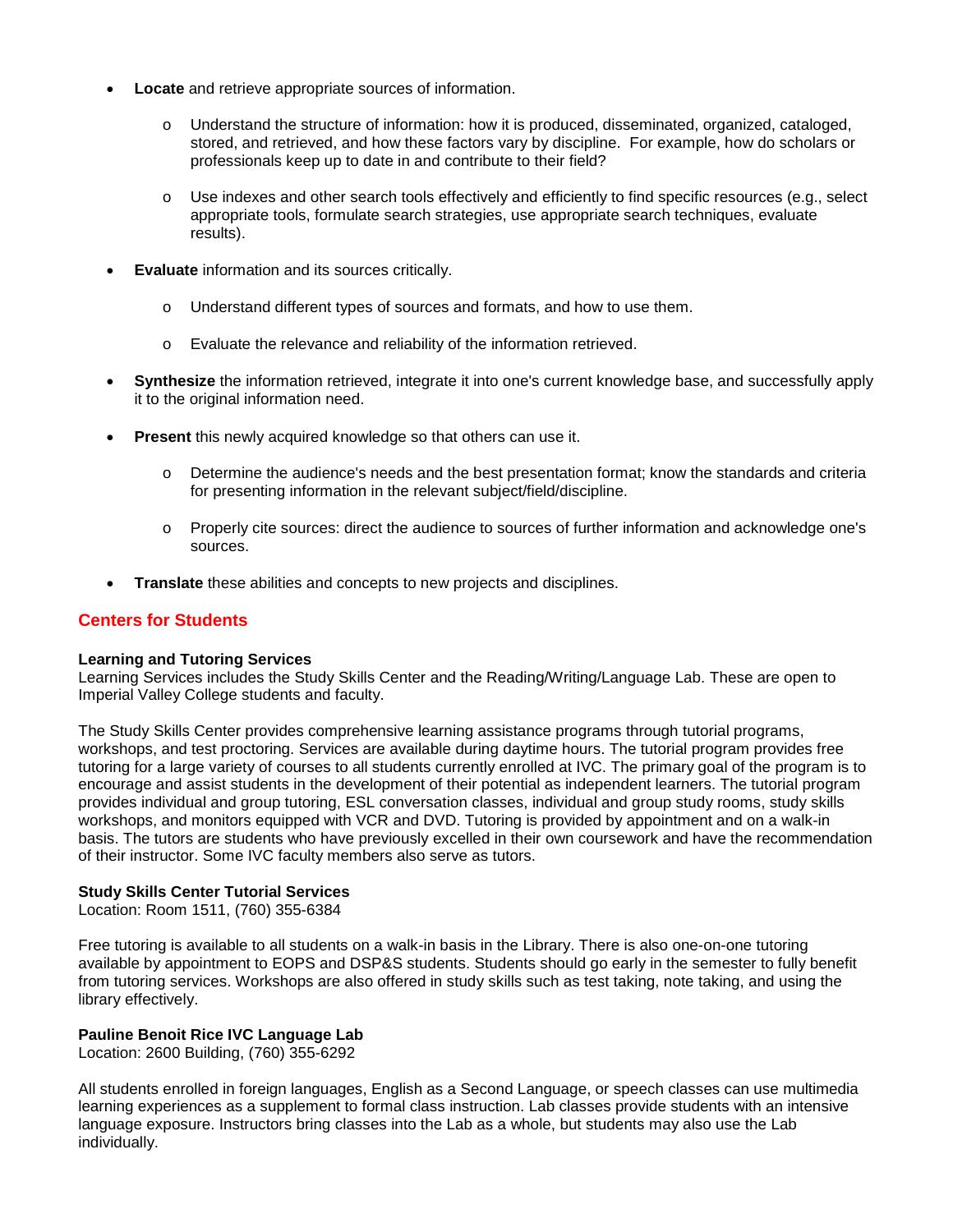- **Locate** and retrieve appropriate sources of information.
  - Understand the structure of information: how it is produced, disseminated, organized, cataloged, stored, and retrieved, and how these factors vary by discipline. For example, how do scholars or professionals keep up to date in and contribute to their field?
  - Use indexes and other search tools effectively and efficiently to find specific resources (e.g., select appropriate tools, formulate search strategies, use appropriate search techniques, evaluate results).
- **Evaluate** information and its sources critically.
  - Understand different types of sources and formats, and how to use them.
  - Evaluate the relevance and reliability of the information retrieved.
- **Synthesize** the information retrieved, integrate it into one's current knowledge base, and successfully apply it to the original information need.
- **Present** this newly acquired knowledge so that others can use it.
  - Determine the audience's needs and the best presentation format; know the standards and criteria for presenting information in the relevant subject/field/discipline.
  - Properly cite sources: direct the audience to sources of further information and acknowledge one's sources.
- **Translate** these abilities and concepts to new projects and disciplines.

## Centers for Students

**Learning and Tutoring Services**
Learning Services includes the Study Skills Center and the Reading/Writing/Language Lab. These are open to Imperial Valley College students and faculty.

The Study Skills Center provides comprehensive learning assistance programs through tutorial programs, workshops, and test proctoring. Services are available during daytime hours. The tutorial program provides free tutoring for a large variety of courses to all students currently enrolled at IVC. The primary goal of the program is to encourage and assist students in the development of their potential as independent learners. The tutorial program provides individual and group tutoring, ESL conversation classes, individual and group study rooms, study skills workshops, and monitors equipped with VCR and DVD. Tutoring is provided by appointment and on a walk-in basis. The tutors are students who have previously excelled in their own coursework and have the recommendation of their instructor. Some IVC faculty members also serve as tutors.

**Study Skills Center Tutorial Services**
Location: Room 1511, (760) 355-6384

Free tutoring is available to all students on a walk-in basis in the Library. There is also one-on-one tutoring available by appointment to EOPS and DSP&S students. Students should go early in the semester to fully benefit from tutoring services. Workshops are also offered in study skills such as test taking, note taking, and using the library effectively.

**Pauline Benoit Rice IVC Language Lab**
Location: 2600 Building, (760) 355-6292

All students enrolled in foreign languages, English as a Second Language, or speech classes can use multimedia learning experiences as a supplement to formal class instruction. Lab classes provide students with an intensive language exposure. Instructors bring classes into the Lab as a whole, but students may also use the Lab individually.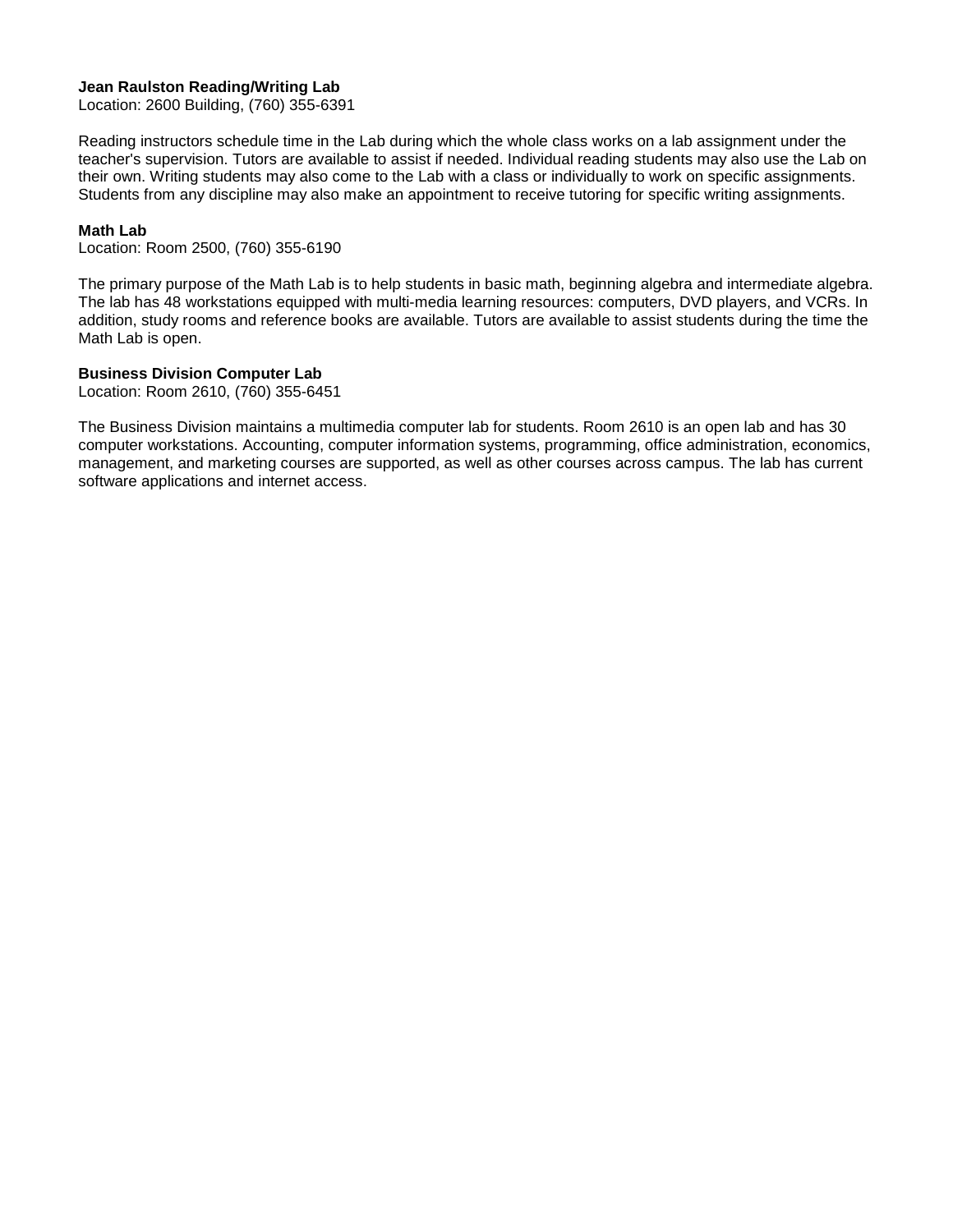**Jean Raulston Reading/Writing Lab**
Location: 2600 Building, (760) 355-6391

Reading instructors schedule time in the Lab during which the whole class works on a lab assignment under the teacher's supervision. Tutors are available to assist if needed. Individual reading students may also use the Lab on their own. Writing students may also come to the Lab with a class or individually to work on specific assignments. Students from any discipline may also make an appointment to receive tutoring for specific writing assignments.

**Math Lab**
Location: Room 2500, (760) 355-6190

The primary purpose of the Math Lab is to help students in basic math, beginning algebra and intermediate algebra. The lab has 48 workstations equipped with multi-media learning resources: computers, DVD players, and VCRs. In addition, study rooms and reference books are available. Tutors are available to assist students during the time the Math Lab is open.

**Business Division Computer Lab**
Location: Room 2610, (760) 355-6451

The Business Division maintains a multimedia computer lab for students. Room 2610 is an open lab and has 30 computer workstations. Accounting, computer information systems, programming, office administration, economics, management, and marketing courses are supported, as well as other courses across campus. The lab has current software applications and internet access.